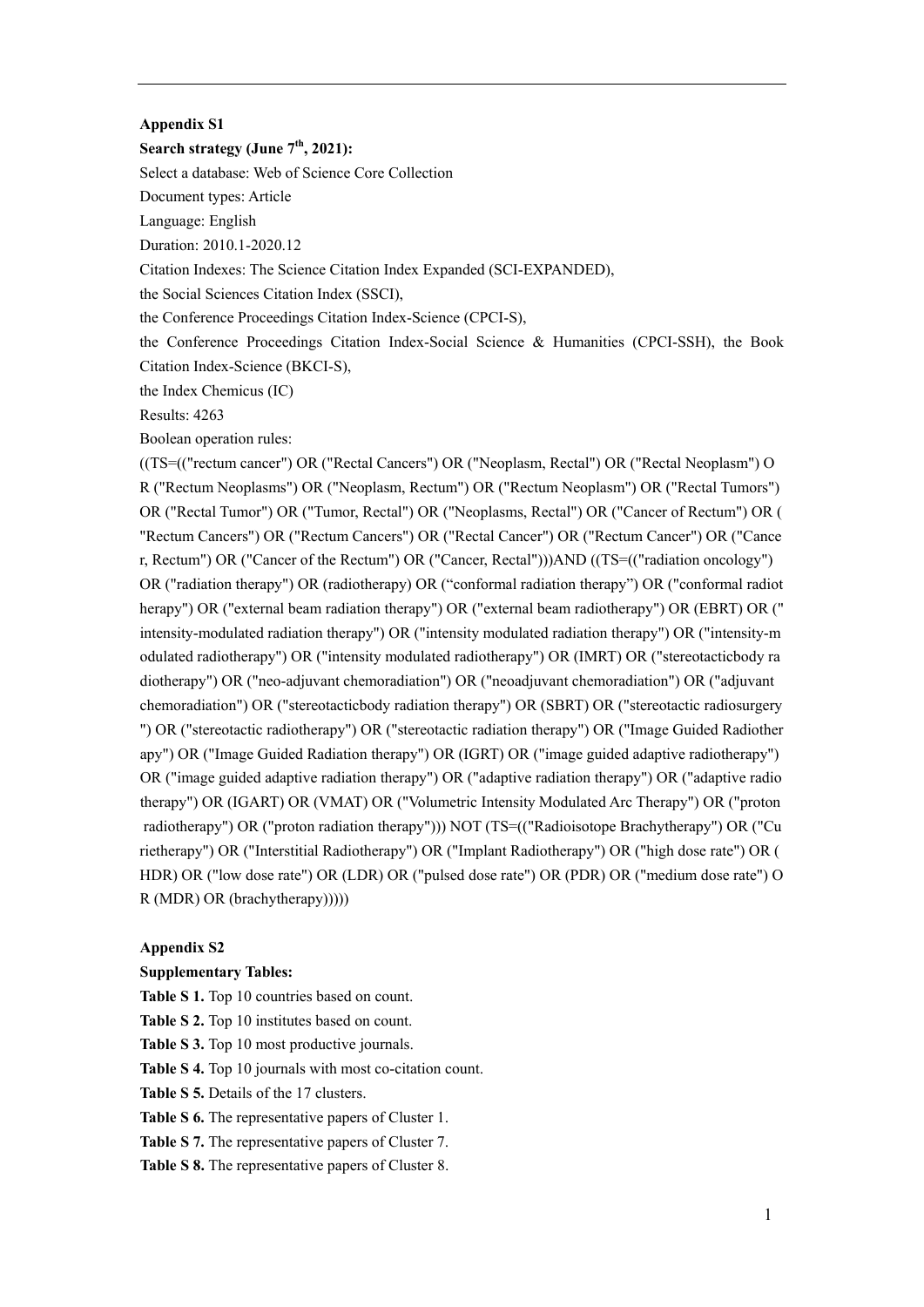**Appendix S1**

**Search strategy (June 7th, 2021):**

Select a database: Web of Science Core Collection

Document types: Article

Language: English

Duration: 2010.1-2020.12

Citation Indexes: The Science Citation Index Expanded (SCI-EXPANDED),

the Social Sciences Citation Index (SSCI),

the Conference Proceedings Citation Index-Science (CPCI-S),

the Conference Proceedings Citation Index-Social Science & Humanities (CPCI-SSH), the Book Citation Index-Science (BKCI-S),

the Index Chemicus (IC)

Results: 4263

Boolean operation rules:

((TS=(("rectum cancer") OR ("Rectal Cancers") OR ("Neoplasm, Rectal") OR ("Rectal Neoplasm") OR ("Rectum Neoplasms") OR ("Neoplasm, Rectum") OR ("Rectum Neoplasm") OR ("Rectal Tumors") OR ("Rectal Tumor") OR ("Tumor, Rectal") OR ("Neoplasms, Rectal") OR ("Cancer of Rectum") OR ("Rectum Cancers") OR ("Rectum Cancers") OR ("Rectal Cancer") OR ("Rectum Cancer") OR ("Cancer, Rectum") OR ("Cancer of the Rectum") OR ("Cancer, Rectal")))AND ((TS=(("radiation oncology") OR ("radiation therapy") OR (radiotherapy) OR (“conformal radiation therapy”) OR ("conformal radiotherapy") OR ("external beam radiation therapy") OR ("external beam radiotherapy") OR (EBRT) OR ("intensity-modulated radiation therapy") OR ("intensity modulated radiation therapy") OR ("intensity-modulated radiotherapy") OR ("intensity modulated radiotherapy") OR (IMRT) OR ("stereotacticbody radiotherapy") OR ("neo-adjuvant chemoradiation") OR ("neoadjuvant chemoradiation") OR ("adjuvant chemoradiation") OR ("stereotacticbody radiation therapy") OR (SBRT) OR ("stereotactic radiosurgery") OR ("stereotactic radiotherapy") OR ("stereotactic radiation therapy") OR ("Image Guided Radiotherapy") OR ("Image Guided Radiation therapy") OR (IGRT) OR ("image guided adaptive radiotherapy") OR ("image guided adaptive radiation therapy") OR ("adaptive radiation therapy") OR ("adaptive radiotherapy") OR (IGART) OR (VMAT) OR ("Volumetric Intensity Modulated Arc Therapy") OR ("proton radiotherapy") OR ("proton radiation therapy"))) NOT (TS=(("Radioisotope Brachytherapy") OR ("Curietherapy") OR ("Interstitial Radiotherapy") OR ("Implant Radiotherapy") OR ("high dose rate") OR (HDR) OR ("low dose rate") OR (LDR) OR ("pulsed dose rate") OR (PDR) OR ("medium dose rate") OR (MDR) OR (brachytherapy)))))

**Appendix S2**

**Supplementary Tables:**

**Table S 1.** Top 10 countries based on count.

**Table S 2.** Top 10 institutes based on count.

**Table S 3.** Top 10 most productive journals.

**Table S 4.** Top 10 journals with most co-citation count.

**Table S 5.** Details of the 17 clusters.

**Table S 6.** The representative papers of Cluster 1.

**Table S 7.** The representative papers of Cluster 7.

**Table S 8.** The representative papers of Cluster 8.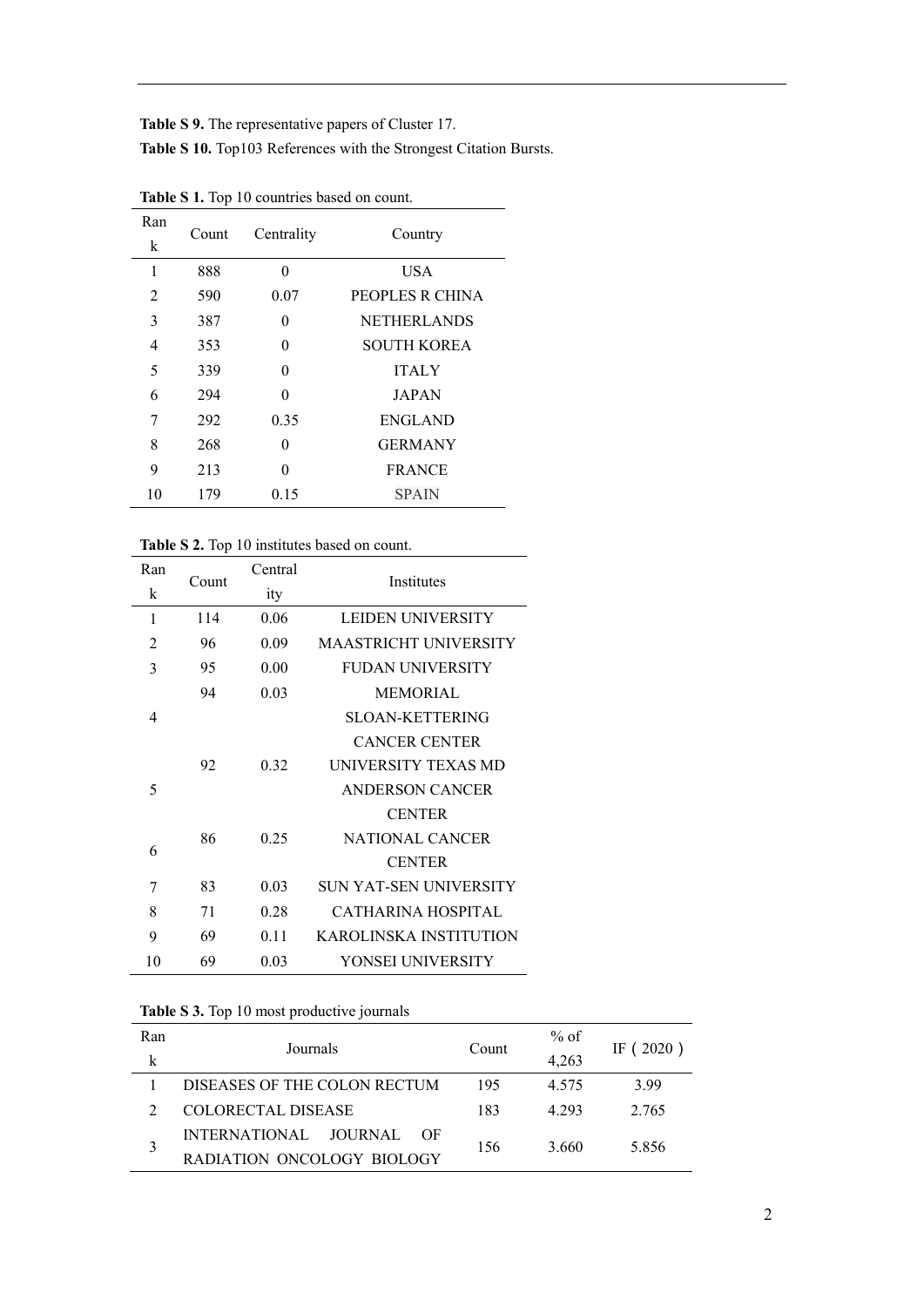**Table S 9.** The representative papers of Cluster 17.

**Table S 10.** Top103 References with the Strongest Citation Bursts.

**Table S 1.** Top 10 countries based on count.

| Rank | Count | Centrality | Country |
|---|---|---|---|
| 1 | 888 | 0 | USA |
| 2 | 590 | 0.07 | PEOPLES R CHINA |
| 3 | 387 | 0 | NETHERLANDS |
| 4 | 353 | 0 | SOUTH KOREA |
| 5 | 339 | 0 | ITALY |
| 6 | 294 | 0 | JAPAN |
| 7 | 292 | 0.35 | ENGLAND |
| 8 | 268 | 0 | GERMANY |
| 9 | 213 | 0 | FRANCE |
| 10 | 179 | 0.15 | SPAIN |

**Table S 2.** Top 10 institutes based on count.

| Rank | Count | Centrality | Institutes |
|---|---|---|---|
| 1 | 114 | 0.06 | LEIDEN UNIVERSITY |
| 2 | 96 | 0.09 | MAASTRICHT UNIVERSITY |
| 3 | 95 | 0.00 | FUDAN UNIVERSITY |
| 4 | 94 | 0.03 | MEMORIAL SLOAN-KETTERING CANCER CENTER |
| 5 | 92 | 0.32 | UNIVERSITY TEXAS MD ANDERSON CANCER CENTER |
| 6 | 86 | 0.25 | NATIONAL CANCER CENTER |
| 7 | 83 | 0.03 | SUN YAT-SEN UNIVERSITY |
| 8 | 71 | 0.28 | CATHARINA HOSPITAL |
| 9 | 69 | 0.11 | KAROLINSKA INSTITUTION |
| 10 | 69 | 0.03 | YONSEI UNIVERSITY |

**Table S 3.** Top 10 most productive journals

| Rank | Journals | Count | % of 4,263 | IF（2020） |
|---|---|---|---|---|
| 1 | DISEASES OF THE COLON RECTUM | 195 | 4.575 | 3.99 |
| 2 | COLORECTAL DISEASE | 183 | 4.293 | 2.765 |
| 3 | INTERNATIONAL JOURNAL OF RADIATION ONCOLOGY BIOLOGY | 156 | 3.660 | 5.856 |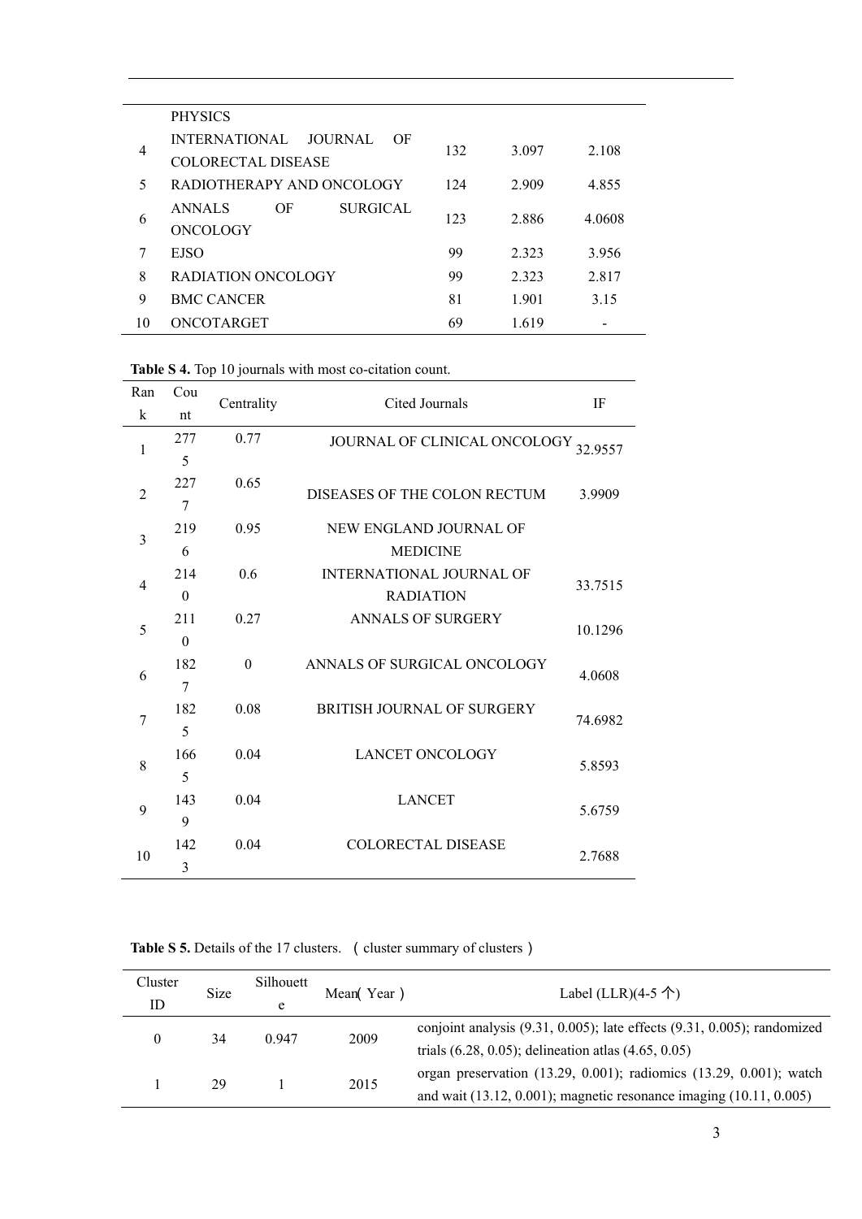| | | | | |
|---|---|---|---|---|
| | PHYSICS | | | |
| 4 | INTERNATIONAL JOURNAL OF COLORECTAL DISEASE | 132 | 3.097 | 2.108 |
| 5 | RADIOTHERAPY AND ONCOLOGY | 124 | 2.909 | 4.855 |
| 6 | ANNALS OF SURGICAL ONCOLOGY | 123 | 2.886 | 4.0608 |
| 7 | EJSO | 99 | 2.323 | 3.956 |
| 8 | RADIATION ONCOLOGY | 99 | 2.323 | 2.817 |
| 9 | BMC CANCER | 81 | 1.901 | 3.15 |
| 10 | ONCOTARGET | 69 | 1.619 | - |

**Table S 4.** Top 10 journals with most co-citation count.

| Rank | Count | Centrality | Cited Journals | IF |
|---|---|---|---|---|
| 1 | 2775 | 0.77 | JOURNAL OF CLINICAL ONCOLOGY | 32.9557 |
| 2 | 2277 | 0.65 | DISEASES OF THE COLON RECTUM | 3.9909 |
| 3 | 2196 | 0.95 | NEW ENGLAND JOURNAL OF MEDICINE | |
| 4 | 2140 | 0.6 | INTERNATIONAL JOURNAL OF RADIATION | 33.7515 |
| 5 | 2110 | 0.27 | ANNALS OF SURGERY | 10.1296 |
| 6 | 1827 | 0 | ANNALS OF SURGICAL ONCOLOGY | 4.0608 |
| 7 | 1825 | 0.08 | BRITISH JOURNAL OF SURGERY | 74.6982 |
| 8 | 1665 | 0.04 | LANCET ONCOLOGY | 5.8593 |
| 9 | 1439 | 0.04 | LANCET | 5.6759 |
| 10 | 1423 | 0.04 | COLORECTAL DISEASE | 2.7688 |

**Table S 5.** Details of the 17 clusters. （cluster summary of clusters）

| Cluster ID | Size | Silhouette | Mean( Year ) | Label (LLR)(4-5 个) |
|---|---|---|---|---|
| 0 | 34 | 0.947 | 2009 | conjoint analysis (9.31, 0.005); late effects (9.31, 0.005); randomized trials (6.28, 0.05); delineation atlas (4.65, 0.05) |
| 1 | 29 | 1 | 2015 | organ preservation (13.29, 0.001); radiomics (13.29, 0.001); watch and wait (13.12, 0.001); magnetic resonance imaging (10.11, 0.005) |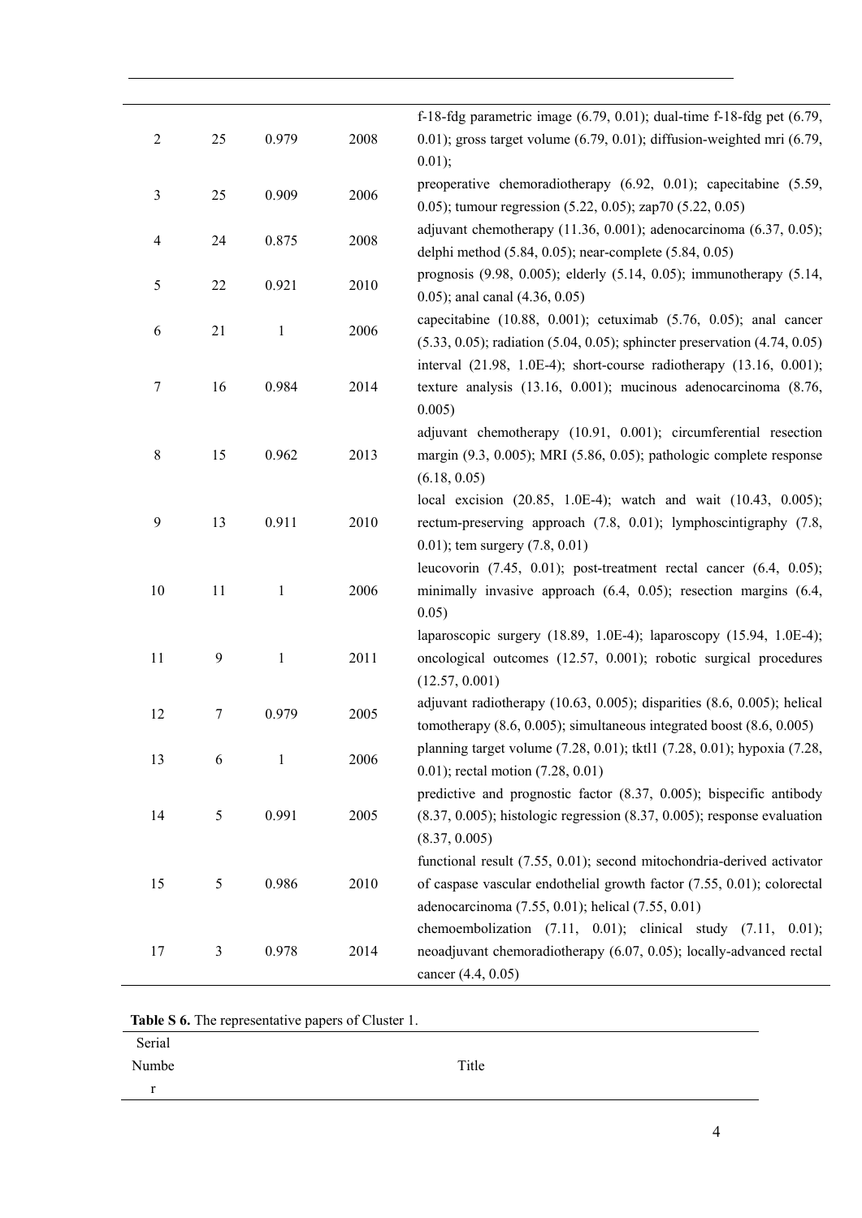| | | | | |
|---|---|---|---|---|
| 2 | 25 | 0.979 | 2008 | f-18-fdg parametric image (6.79, 0.01); dual-time f-18-fdg pet (6.79, 0.01); gross target volume (6.79, 0.01); diffusion-weighted mri (6.79, 0.01); |
| 3 | 25 | 0.909 | 2006 | preoperative chemoradiotherapy (6.92, 0.01); capecitabine (5.59, 0.05); tumour regression (5.22, 0.05); zap70 (5.22, 0.05) |
| 4 | 24 | 0.875 | 2008 | adjuvant chemotherapy (11.36, 0.001); adenocarcinoma (6.37, 0.05); delphi method (5.84, 0.05); near-complete (5.84, 0.05) |
| 5 | 22 | 0.921 | 2010 | prognosis (9.98, 0.005); elderly (5.14, 0.05); immunotherapy (5.14, 0.05); anal canal (4.36, 0.05) |
| 6 | 21 | 1 | 2006 | capecitabine (10.88, 0.001); cetuximab (5.76, 0.05); anal cancer (5.33, 0.05); radiation (5.04, 0.05); sphincter preservation (4.74, 0.05) |
| 7 | 16 | 0.984 | 2014 | interval (21.98, 1.0E-4); short-course radiotherapy (13.16, 0.001); texture analysis (13.16, 0.001); mucinous adenocarcinoma (8.76, 0.005) |
| 8 | 15 | 0.962 | 2013 | adjuvant chemotherapy (10.91, 0.001); circumferential resection margin (9.3, 0.005); MRI (5.86, 0.05); pathologic complete response (6.18, 0.05) |
| 9 | 13 | 0.911 | 2010 | local excision (20.85, 1.0E-4); watch and wait (10.43, 0.005); rectum-preserving approach (7.8, 0.01); lymphoscintigraphy (7.8, 0.01); tem surgery (7.8, 0.01) |
| 10 | 11 | 1 | 2006 | leucovorin (7.45, 0.01); post-treatment rectal cancer (6.4, 0.05); minimally invasive approach (6.4, 0.05); resection margins (6.4, 0.05) |
| 11 | 9 | 1 | 2011 | laparoscopic surgery (18.89, 1.0E-4); laparoscopy (15.94, 1.0E-4); oncological outcomes (12.57, 0.001); robotic surgical procedures (12.57, 0.001) |
| 12 | 7 | 0.979 | 2005 | adjuvant radiotherapy (10.63, 0.005); disparities (8.6, 0.005); helical tomotherapy (8.6, 0.005); simultaneous integrated boost (8.6, 0.005) |
| 13 | 6 | 1 | 2006 | planning target volume (7.28, 0.01); tktl1 (7.28, 0.01); hypoxia (7.28, 0.01); rectal motion (7.28, 0.01) |
| 14 | 5 | 0.991 | 2005 | predictive and prognostic factor (8.37, 0.005); bispecific antibody (8.37, 0.005); histologic regression (8.37, 0.005); response evaluation (8.37, 0.005) |
| 15 | 5 | 0.986 | 2010 | functional result (7.55, 0.01); second mitochondria-derived activator of caspase vascular endothelial growth factor (7.55, 0.01); colorectal adenocarcinoma (7.55, 0.01); helical (7.55, 0.01) |
| 17 | 3 | 0.978 | 2014 | chemoembolization (7.11, 0.01); clinical study (7.11, 0.01); neoadjuvant chemoradiotherapy (6.07, 0.05); locally-advanced rectal cancer (4.4, 0.05) |

**Table S 6.** The representative papers of Cluster 1.

| Serial Number | Title |
|---|---|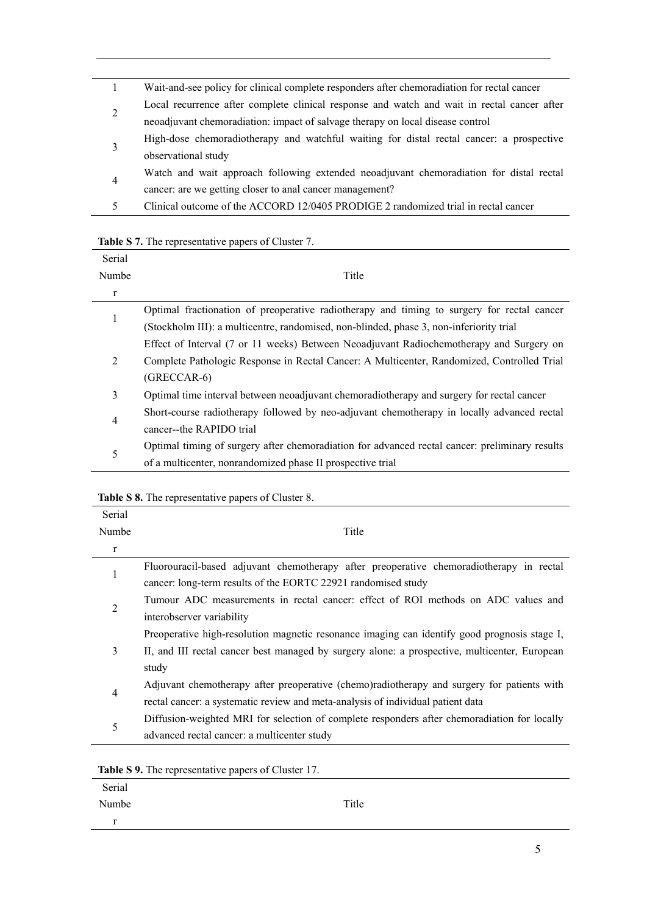| | |
|---|---|
| 1 | Wait-and-see policy for clinical complete responders after chemoradiation for rectal cancer |
| 2 | Local recurrence after complete clinical response and watch and wait in rectal cancer after neoadjuvant chemoradiation: impact of salvage therapy on local disease control |
| 3 | High-dose chemoradiotherapy and watchful waiting for distal rectal cancer: a prospective observational study |
| 4 | Watch and wait approach following extended neoadjuvant chemoradiation for distal rectal cancer: are we getting closer to anal cancer management? |
| 5 | Clinical outcome of the ACCORD 12/0405 PRODIGE 2 randomized trial in rectal cancer |

**Table S 7.** The representative papers of Cluster 7.

| Serial Number | Title |
|---|---|
| 1 | Optimal fractionation of preoperative radiotherapy and timing to surgery for rectal cancer (Stockholm III): a multicentre, randomised, non-blinded, phase 3, non-inferiority trial |
| 2 | Effect of Interval (7 or 11 weeks) Between Neoadjuvant Radiochemotherapy and Surgery on Complete Pathologic Response in Rectal Cancer: A Multicenter, Randomized, Controlled Trial (GRECCAR-6) |
| 3 | Optimal time interval between neoadjuvant chemoradiotherapy and surgery for rectal cancer |
| 4 | Short-course radiotherapy followed by neo-adjuvant chemotherapy in locally advanced rectal cancer--the RAPIDO trial |
| 5 | Optimal timing of surgery after chemoradiation for advanced rectal cancer: preliminary results of a multicenter, nonrandomized phase II prospective trial |

**Table S 8.** The representative papers of Cluster 8.

| Serial Number | Title |
|---|---|
| 1 | Fluorouracil-based adjuvant chemotherapy after preoperative chemoradiotherapy in rectal cancer: long-term results of the EORTC 22921 randomised study |
| 2 | Tumour ADC measurements in rectal cancer: effect of ROI methods on ADC values and interobserver variability |
| 3 | Preoperative high-resolution magnetic resonance imaging can identify good prognosis stage I, II, and III rectal cancer best managed by surgery alone: a prospective, multicenter, European study |
| 4 | Adjuvant chemotherapy after preoperative (chemo)radiotherapy and surgery for patients with rectal cancer: a systematic review and meta-analysis of individual patient data |
| 5 | Diffusion-weighted MRI for selection of complete responders after chemoradiation for locally advanced rectal cancer: a multicenter study |

**Table S 9.** The representative papers of Cluster 17.

| Serial Number | Title |
|---|---|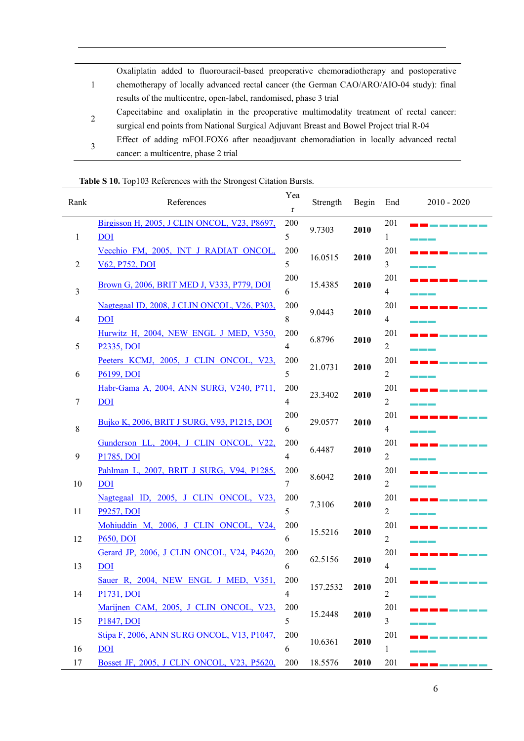| | |
|---|---|
| 1 | Oxaliplatin added to fluorouracil-based preoperative chemoradiotherapy and postoperative chemotherapy of locally advanced rectal cancer (the German CAO/ARO/AIO-04 study): final results of the multicentre, open-label, randomised, phase 3 trial |
| 2 | Capecitabine and oxaliplatin in the preoperative multimodality treatment of rectal cancer: surgical end points from National Surgical Adjuvant Breast and Bowel Project trial R-04 |
| 3 | Effect of adding mFOLFOX6 after neoadjuvant chemoradiation in locally advanced rectal cancer: a multicentre, phase 2 trial |

**Table S 10.** Top103 References with the Strongest Citation Bursts.

| Rank | References | Year | Strength | Begin | End | 2010 - 2020 |
|---|---|---|---|---|---|---|
| 1 | Birgisson H, 2005, J CLIN ONCOL, V23, P8697, DOI | 2005 | 9.7303 | **2010** | 2011 | ▂▂▂▂▂▂▂▂▂▂▂ |
| 2 | Vecchio FM, 2005, INT J RADIAT ONCOL, V62, P752, DOI | 2005 | 16.0515 | **2010** | 2013 | ▂▂▂▂▂▂▂▂▂▂▂ |
| 3 | Brown G, 2006, BRIT MED J, V333, P779, DOI | 2006 | 15.4385 | **2010** | 2014 | ▂▂▂▂▂▂▂▂▂▂▂ |
| 4 | Nagtegaal ID, 2008, J CLIN ONCOL, V26, P303, DOI | 2008 | 9.0443 | **2010** | 2014 | ▂▂▂▂▂▂▂▂▂▂▂ |
| 5 | Hurwitz H, 2004, NEW ENGL J MED, V350, P2335, DOI | 2004 | 6.8796 | **2010** | 2012 | ▂▂▂▂▂▂▂▂▂▂▂ |
| 6 | Peeters KCMJ, 2005, J CLIN ONCOL, V23, P6199, DOI | 2005 | 21.0731 | **2010** | 2012 | ▂▂▂▂▂▂▂▂▂▂▂ |
| 7 | Habr-Gama A, 2004, ANN SURG, V240, P711, DOI | 2004 | 23.3402 | **2010** | 2012 | ▂▂▂▂▂▂▂▂▂▂▂ |
| 8 | Bujko K, 2006, BRIT J SURG, V93, P1215, DOI | 2006 | 29.0577 | **2010** | 2014 | ▂▂▂▂▂▂▂▂▂▂▂ |
| 9 | Gunderson LL, 2004, J CLIN ONCOL, V22, P1785, DOI | 2004 | 6.4487 | **2010** | 2012 | ▂▂▂▂▂▂▂▂▂▂▂ |
| 10 | Pahlman L, 2007, BRIT J SURG, V94, P1285, DOI | 2007 | 8.6042 | **2010** | 2012 | ▂▂▂▂▂▂▂▂▂▂▂ |
| 11 | Nagtegaal ID, 2005, J CLIN ONCOL, V23, P9257, DOI | 2005 | 7.3106 | **2010** | 2012 | ▂▂▂▂▂▂▂▂▂▂▂ |
| 12 | Mohiuddin M, 2006, J CLIN ONCOL, V24, P650, DOI | 2006 | 15.5216 | **2010** | 2012 | ▂▂▂▂▂▂▂▂▂▂▂ |
| 13 | Gerard JP, 2006, J CLIN ONCOL, V24, P4620, DOI | 2006 | 62.5156 | **2010** | 2014 | ▂▂▂▂▂▂▂▂▂▂▂ |
| 14 | Sauer R, 2004, NEW ENGL J MED, V351, P1731, DOI | 2004 | 157.2532 | **2010** | 2012 | ▂▂▂▂▂▂▂▂▂▂▂ |
| 15 | Marijnen CAM, 2005, J CLIN ONCOL, V23, P1847, DOI | 2005 | 15.2448 | **2010** | 2013 | ▂▂▂▂▂▂▂▂▂▂▂ |
| 16 | Stipa F, 2006, ANN SURG ONCOL, V13, P1047, DOI | 2006 | 10.6361 | **2010** | 2011 | ▂▂▂▂▂▂▂▂▂▂▂ |
| 17 | Bosset JF, 2005, J CLIN ONCOL, V23, P5620, | 200 | 18.5576 | **2010** | 201 | ▂▂▂▂▂▂▂▂▂▂▂ |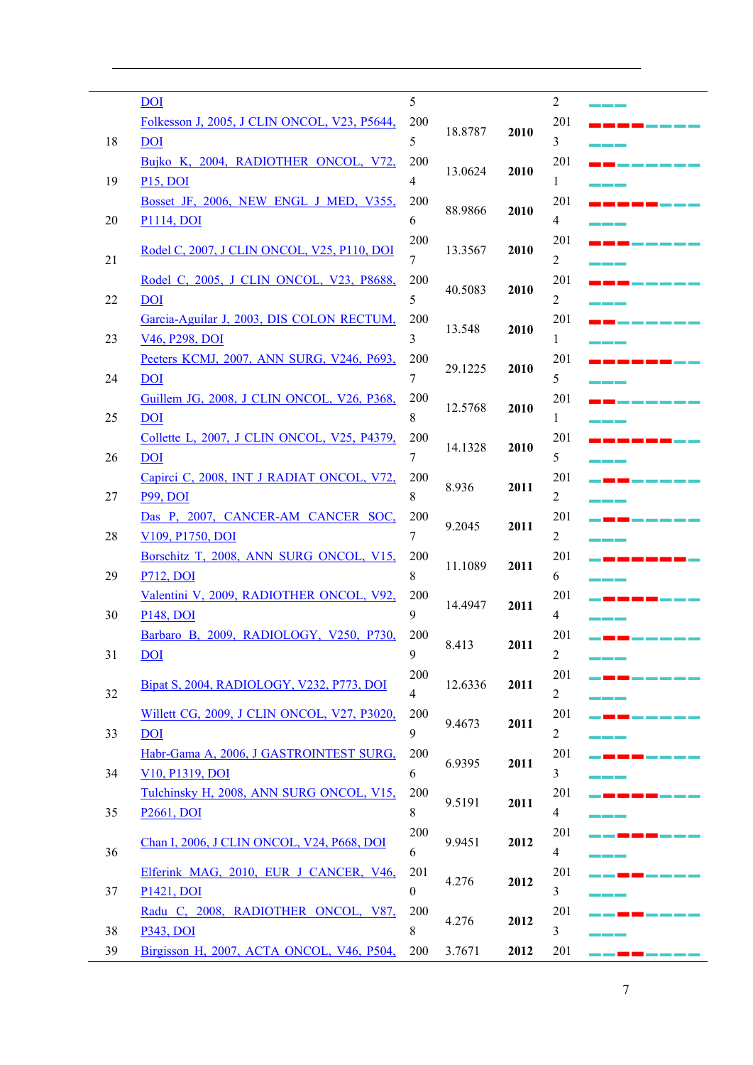| | | | | | | |
|---|---|---|---|---|---|---|
| | DOI | 5 | | | 2 | ▂▂▂ |
| 18 | Folkesson J, 2005, J CLIN ONCOL, V23, P5644, DOI | 2005 | 18.8787 | 2010 | 2013 | ▃▃▃▃▂▂▂▂ |
| 19 | Bujko K, 2004, RADIOTHER ONCOL, V72, P15, DOI | 2004 | 13.0624 | 2010 | 2011 | ▃▃▂▂▂▂▂▂ |
| 20 | Bosset JF, 2006, NEW ENGL J MED, V355, P1114, DOI | 2006 | 88.9866 | 2010 | 2014 | ▃▃▃▃▃▂▂▂ |
| 21 | Rodel C, 2007, J CLIN ONCOL, V25, P110, DOI | 2007 | 13.3567 | 2010 | 2012 | ▃▃▃▂▂▂▂▂ |
| 22 | Rodel C, 2005, J CLIN ONCOL, V23, P8688, DOI | 2005 | 40.5083 | 2010 | 2012 | ▃▃▃▂▂▂▂▂ |
| 23 | Garcia-Aguilar J, 2003, DIS COLON RECTUM, V46, P298, DOI | 2003 | 13.548 | 2010 | 2011 | ▃▃▂▂▂▂▂▂ |
| 24 | Peeters KCMJ, 2007, ANN SURG, V246, P693, DOI | 2007 | 29.1225 | 2010 | 2015 | ▃▃▃▃▃▃▂▂ |
| 25 | Guillem JG, 2008, J CLIN ONCOL, V26, P368, DOI | 2008 | 12.5768 | 2010 | 2011 | ▃▃▂▂▂▂▂▂ |
| 26 | Collette L, 2007, J CLIN ONCOL, V25, P4379, DOI | 2007 | 14.1328 | 2010 | 2015 | ▃▃▃▃▃▃▂▂ |
| 27 | Capirci C, 2008, INT J RADIAT ONCOL, V72, P99, DOI | 2008 | 8.936 | 2011 | 2012 | ▂▃▃▂▂▂▂▂ |
| 28 | Das P, 2007, CANCER-AM CANCER SOC, V109, P1750, DOI | 2007 | 9.2045 | 2011 | 2012 | ▂▃▃▂▂▂▂▂ |
| 29 | Borschitz T, 2008, ANN SURG ONCOL, V15, P712, DOI | 2008 | 11.1089 | 2011 | 2016 | ▂▃▃▃▃▃▃▂ |
| 30 | Valentini V, 2009, RADIOTHER ONCOL, V92, P148, DOI | 2009 | 14.4947 | 2011 | 2014 | ▂▃▃▃▃▂▂▂ |
| 31 | Barbaro B, 2009, RADIOLOGY, V250, P730, DOI | 2009 | 8.413 | 2011 | 2012 | ▂▃▃▂▂▂▂▂ |
| 32 | Bipat S, 2004, RADIOLOGY, V232, P773, DOI | 2004 | 12.6336 | 2011 | 2012 | ▂▃▃▂▂▂▂▂ |
| 33 | Willett CG, 2009, J CLIN ONCOL, V27, P3020, DOI | 2009 | 9.4673 | 2011 | 2012 | ▂▃▃▂▂▂▂▂ |
| 34 | Habr-Gama A, 2006, J GASTROINTEST SURG, V10, P1319, DOI | 2006 | 6.9395 | 2011 | 2013 | ▂▃▃▃▂▂▂▂ |
| 35 | Tulchinsky H, 2008, ANN SURG ONCOL, V15, P2661, DOI | 2008 | 9.5191 | 2011 | 2014 | ▂▃▃▃▃▂▂▂ |
| 36 | Chan I, 2006, J CLIN ONCOL, V24, P668, DOI | 2006 | 9.9451 | 2012 | 2014 | ▂▂▃▃▃▂▂▂ |
| 37 | Elferink MAG, 2010, EUR J CANCER, V46, P1421, DOI | 2010 | 4.276 | 2012 | 2013 | ▂▂▃▃▂▂▂▂ |
| 38 | Radu C, 2008, RADIOTHER ONCOL, V87, P343, DOI | 2008 | 4.276 | 2012 | 2013 | ▂▂▃▃▂▂▂▂ |
| 39 | Birgisson H, 2007, ACTA ONCOL, V46, P504, | 200 | 3.7671 | 2012 | 201 | ▂▂▃▃▂▂▂▂ |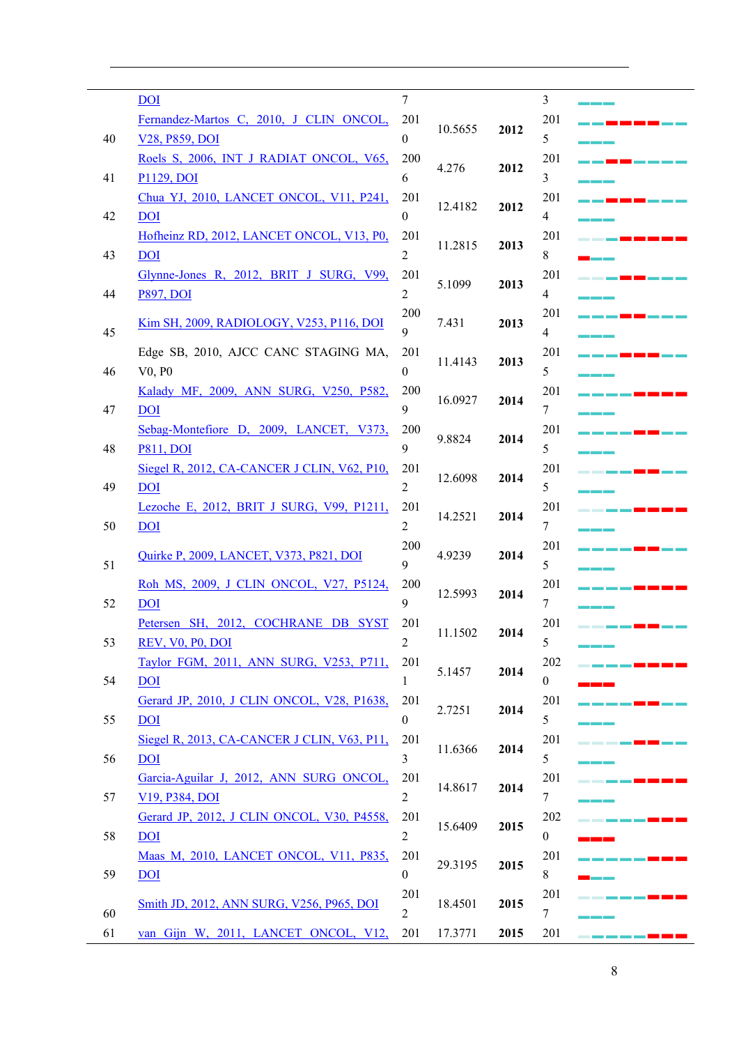| | | | | | | |
|---|---|---|---|---|---|---|
| | DOI | 7 | | | 3 | |
| 40 | Fernandez-Martos C, 2010, J CLIN ONCOL, V28, P859, DOI | 2010 | 10.5655 | **2012** | 2015 | |
| 41 | Roels S, 2006, INT J RADIAT ONCOL, V65, P1129, DOI | 2006 | 4.276 | **2012** | 2013 | |
| 42 | Chua YJ, 2010, LANCET ONCOL, V11, P241, DOI | 2010 | 12.4182 | **2012** | 2014 | |
| 43 | Hofheinz RD, 2012, LANCET ONCOL, V13, P0, DOI | 2012 | 11.2815 | **2013** | 2018 | |
| 44 | Glynne-Jones R, 2012, BRIT J SURG, V99, P897, DOI | 2012 | 5.1099 | **2013** | 2014 | |
| 45 | Kim SH, 2009, RADIOLOGY, V253, P116, DOI | 2009 | 7.431 | **2013** | 2014 | |
| 46 | Edge SB, 2010, AJCC CANC STAGING MA, V0, P0 | 2010 | 11.4143 | **2013** | 2015 | |
| 47 | Kalady MF, 2009, ANN SURG, V250, P582, DOI | 2009 | 16.0927 | **2014** | 2017 | |
| 48 | Sebag-Montefiore D, 2009, LANCET, V373, P811, DOI | 2009 | 9.8824 | **2014** | 2015 | |
| 49 | Siegel R, 2012, CA-CANCER J CLIN, V62, P10, DOI | 2012 | 12.6098 | **2014** | 2015 | |
| 50 | Lezoche E, 2012, BRIT J SURG, V99, P1211, DOI | 2012 | 14.2521 | **2014** | 2017 | |
| 51 | Quirke P, 2009, LANCET, V373, P821, DOI | 2009 | 4.9239 | **2014** | 2015 | |
| 52 | Roh MS, 2009, J CLIN ONCOL, V27, P5124, DOI | 2009 | 12.5993 | **2014** | 2017 | |
| 53 | Petersen SH, 2012, COCHRANE DB SYST REV, V0, P0, DOI | 2012 | 11.1502 | **2014** | 2015 | |
| 54 | Taylor FGM, 2011, ANN SURG, V253, P711, DOI | 2011 | 5.1457 | **2014** | 2020 | |
| 55 | Gerard JP, 2010, J CLIN ONCOL, V28, P1638, DOI | 2010 | 2.7251 | **2014** | 2015 | |
| 56 | Siegel R, 2013, CA-CANCER J CLIN, V63, P11, DOI | 2013 | 11.6366 | **2014** | 2015 | |
| 57 | Garcia-Aguilar J, 2012, ANN SURG ONCOL, V19, P384, DOI | 2012 | 14.8617 | **2014** | 2017 | |
| 58 | Gerard JP, 2012, J CLIN ONCOL, V30, P4558, DOI | 2012 | 15.6409 | **2015** | 2020 | |
| 59 | Maas M, 2010, LANCET ONCOL, V11, P835, DOI | 2010 | 29.3195 | **2015** | 2018 | |
| 60 | Smith JD, 2012, ANN SURG, V256, P965, DOI | 2012 | 18.4501 | **2015** | 2017 | |
| 61 | van Gijn W, 2011, LANCET ONCOL, V12, | 201 | 17.3771 | **2015** | 201 | |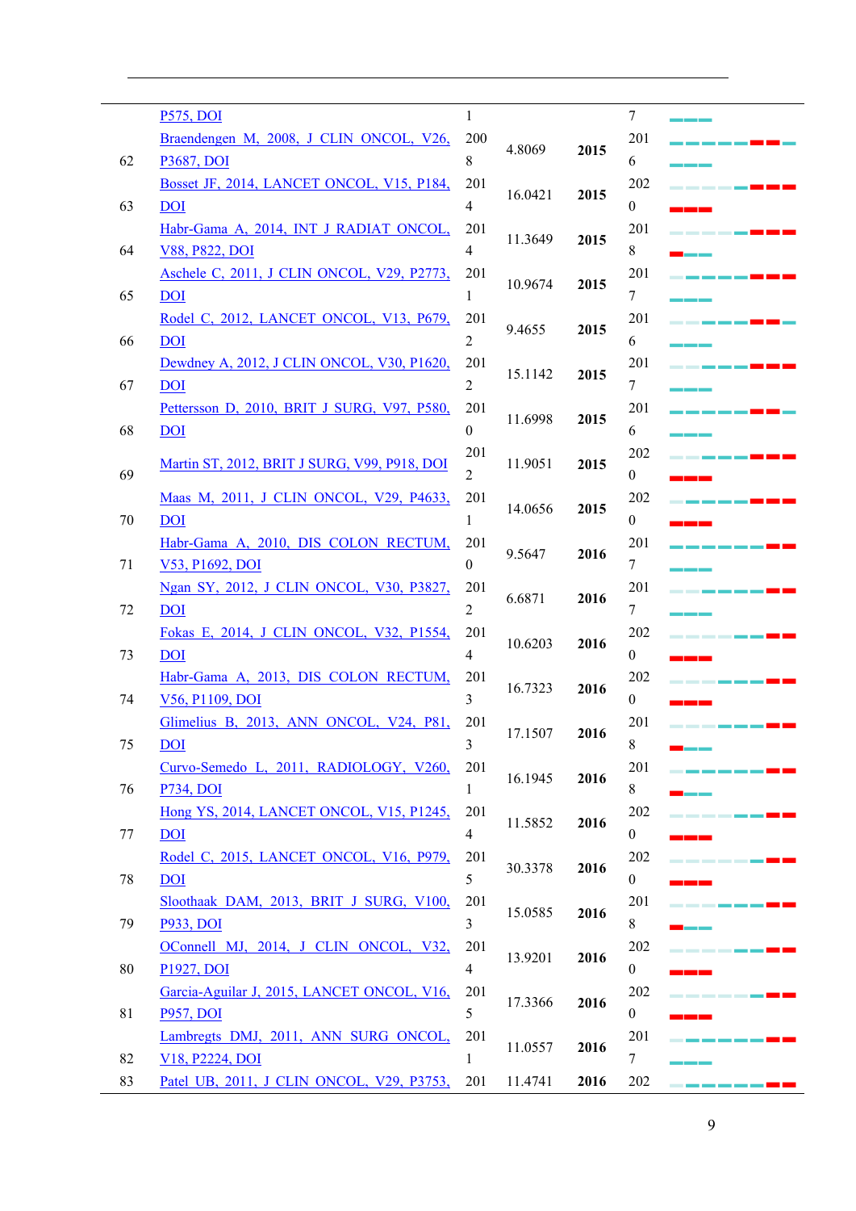|  |  |  |  |  |  |  |
|---|---|---|---|---|---|---|
|  | P575, DOI | 1 |  |  | 7 |  |
| 62 | Braendengen M, 2008, J CLIN ONCOL, V26, P3687, DOI | 2008 | 4.8069 | **2015** | 2016 |  |
| 63 | Bosset JF, 2014, LANCET ONCOL, V15, P184, DOI | 2014 | 16.0421 | **2015** | 2020 |  |
| 64 | Habr-Gama A, 2014, INT J RADIAT ONCOL, V88, P822, DOI | 2014 | 11.3649 | **2015** | 2018 |  |
| 65 | Aschele C, 2011, J CLIN ONCOL, V29, P2773, DOI | 2011 | 10.9674 | **2015** | 2017 |  |
| 66 | Rodel C, 2012, LANCET ONCOL, V13, P679, DOI | 2012 | 9.4655 | **2015** | 2016 |  |
| 67 | Dewdney A, 2012, J CLIN ONCOL, V30, P1620, DOI | 2012 | 15.1142 | **2015** | 2017 |  |
| 68 | Pettersson D, 2010, BRIT J SURG, V97, P580, DOI | 2010 | 11.6998 | **2015** | 2016 |  |
| 69 | Martin ST, 2012, BRIT J SURG, V99, P918, DOI | 2012 | 11.9051 | **2015** | 2020 |  |
| 70 | Maas M, 2011, J CLIN ONCOL, V29, P4633, DOI | 2011 | 14.0656 | **2015** | 2020 |  |
| 71 | Habr-Gama A, 2010, DIS COLON RECTUM, V53, P1692, DOI | 2010 | 9.5647 | **2016** | 2017 |  |
| 72 | Ngan SY, 2012, J CLIN ONCOL, V30, P3827, DOI | 2012 | 6.6871 | **2016** | 2017 |  |
| 73 | Fokas E, 2014, J CLIN ONCOL, V32, P1554, DOI | 2014 | 10.6203 | **2016** | 2020 |  |
| 74 | Habr-Gama A, 2013, DIS COLON RECTUM, V56, P1109, DOI | 2013 | 16.7323 | **2016** | 2020 |  |
| 75 | Glimelius B, 2013, ANN ONCOL, V24, P81, DOI | 2013 | 17.1507 | **2016** | 2018 |  |
| 76 | Curvo-Semedo L, 2011, RADIOLOGY, V260, P734, DOI | 2011 | 16.1945 | **2016** | 2018 |  |
| 77 | Hong YS, 2014, LANCET ONCOL, V15, P1245, DOI | 2014 | 11.5852 | **2016** | 2020 |  |
| 78 | Rodel C, 2015, LANCET ONCOL, V16, P979, DOI | 2015 | 30.3378 | **2016** | 2020 |  |
| 79 | Sloothaak DAM, 2013, BRIT J SURG, V100, P933, DOI | 2013 | 15.0585 | **2016** | 2018 |  |
| 80 | OConnell MJ, 2014, J CLIN ONCOL, V32, P1927, DOI | 2014 | 13.9201 | **2016** | 2020 |  |
| 81 | Garcia-Aguilar J, 2015, LANCET ONCOL, V16, P957, DOI | 2015 | 17.3366 | **2016** | 2020 |  |
| 82 | Lambregts DMJ, 2011, ANN SURG ONCOL, V18, P2224, DOI | 2011 | 11.0557 | **2016** | 2017 |  |
| 83 | Patel UB, 2011, J CLIN ONCOL, V29, P3753, | 201 | 11.4741 | **2016** | 202 |  |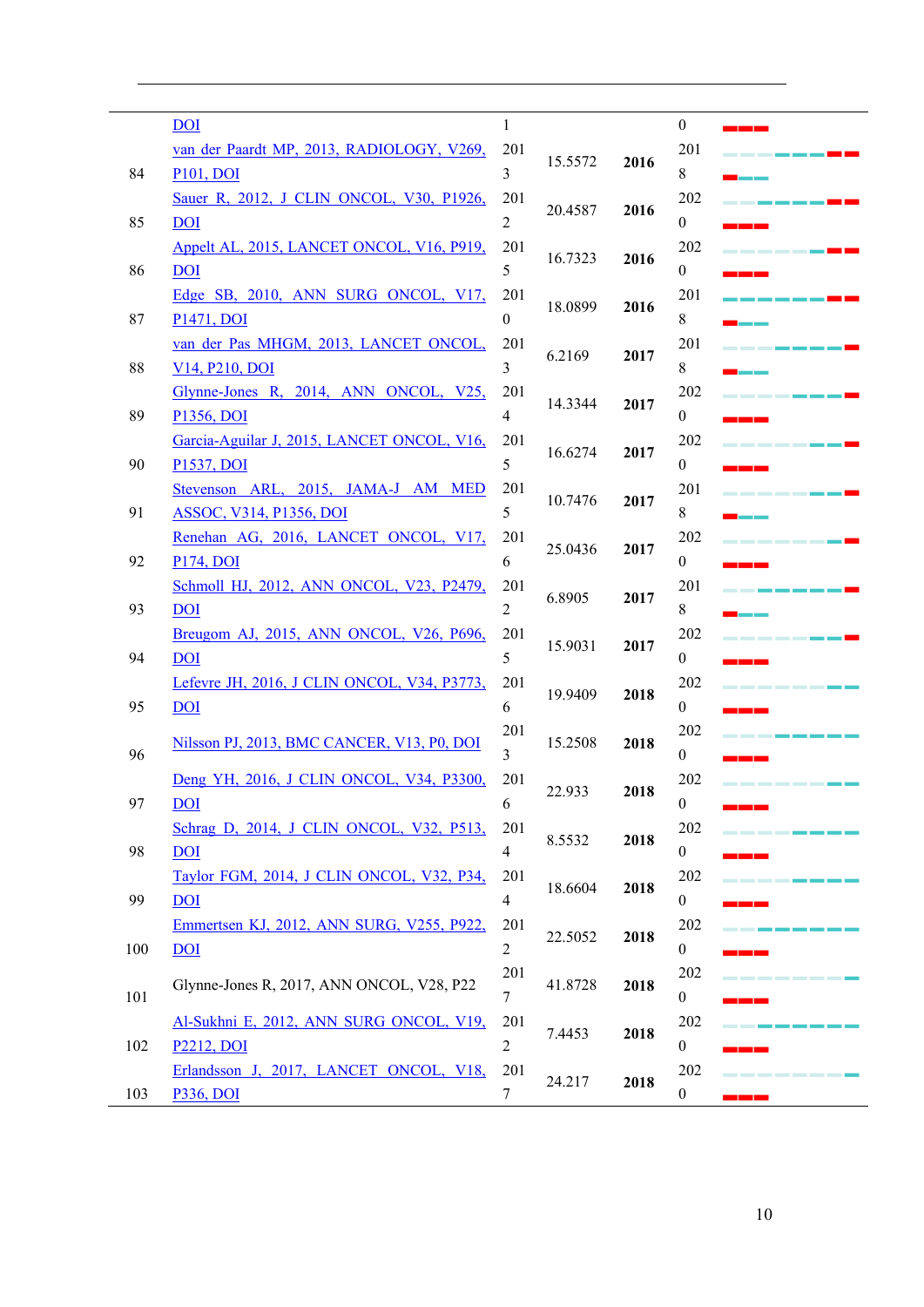| | | | | | | |
|---|---|---|---|---|---|---|
| | DOI | 1 | | | 0 | |
| 84 | van der Paardt MP, 2013, RADIOLOGY, V269, P101, DOI | 2013 | 15.5572 | **2016** | 2018 | |
| 85 | Sauer R, 2012, J CLIN ONCOL, V30, P1926, DOI | 2012 | 20.4587 | **2016** | 2020 | |
| 86 | Appelt AL, 2015, LANCET ONCOL, V16, P919, DOI | 2015 | 16.7323 | **2016** | 2020 | |
| 87 | Edge SB, 2010, ANN SURG ONCOL, V17, P1471, DOI | 2010 | 18.0899 | **2016** | 2018 | |
| 88 | van der Pas MHGM, 2013, LANCET ONCOL, V14, P210, DOI | 2013 | 6.2169 | **2017** | 2018 | |
| 89 | Glynne-Jones R, 2014, ANN ONCOL, V25, P1356, DOI | 2014 | 14.3344 | **2017** | 2020 | |
| 90 | Garcia-Aguilar J, 2015, LANCET ONCOL, V16, P1537, DOI | 2015 | 16.6274 | **2017** | 2020 | |
| 91 | Stevenson ARL, 2015, JAMA-J AM MED ASSOC, V314, P1356, DOI | 2015 | 10.7476 | **2017** | 2018 | |
| 92 | Renehan AG, 2016, LANCET ONCOL, V17, P174, DOI | 2016 | 25.0436 | **2017** | 2020 | |
| 93 | Schmoll HJ, 2012, ANN ONCOL, V23, P2479, DOI | 2012 | 6.8905 | **2017** | 2018 | |
| 94 | Breugom AJ, 2015, ANN ONCOL, V26, P696, DOI | 2015 | 15.9031 | **2017** | 2020 | |
| 95 | Lefevre JH, 2016, J CLIN ONCOL, V34, P3773, DOI | 2016 | 19.9409 | **2018** | 2020 | |
| 96 | Nilsson PJ, 2013, BMC CANCER, V13, P0, DOI | 2013 | 15.2508 | **2018** | 2020 | |
| 97 | Deng YH, 2016, J CLIN ONCOL, V34, P3300, DOI | 2016 | 22.933 | **2018** | 2020 | |
| 98 | Schrag D, 2014, J CLIN ONCOL, V32, P513, DOI | 2014 | 8.5532 | **2018** | 2020 | |
| 99 | Taylor FGM, 2014, J CLIN ONCOL, V32, P34, DOI | 2014 | 18.6604 | **2018** | 2020 | |
| 100 | Emmertsen KJ, 2012, ANN SURG, V255, P922, DOI | 2012 | 22.5052 | **2018** | 2020 | |
| 101 | Glynne-Jones R, 2017, ANN ONCOL, V28, P22 | 2017 | 41.8728 | **2018** | 2020 | |
| 102 | Al-Sukhni E, 2012, ANN SURG ONCOL, V19, P2212, DOI | 2012 | 7.4453 | **2018** | 2020 | |
| 103 | Erlandsson J, 2017, LANCET ONCOL, V18, P336, DOI | 2017 | 24.217 | **2018** | 2020 | |